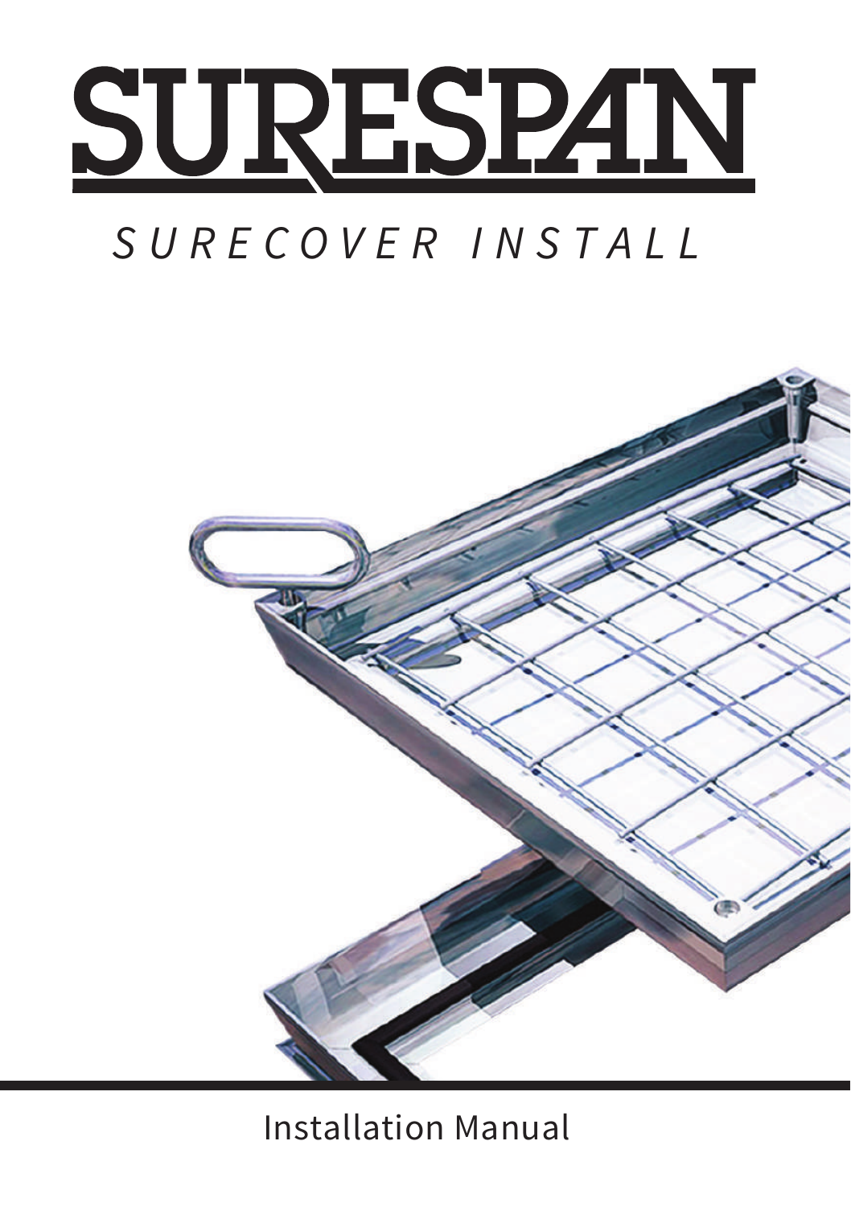# SURESPAN

## *SURECOVER INSTALL*

Installation Manual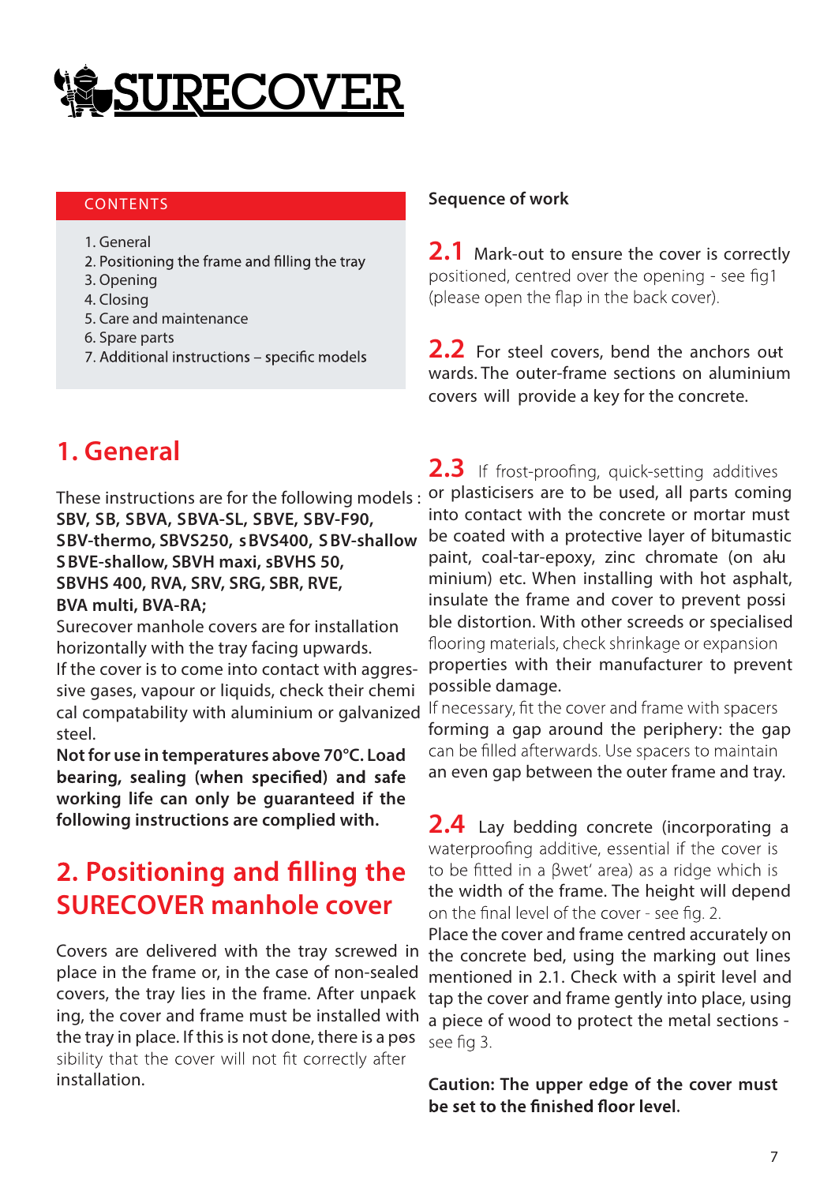# SURECOVER

CONTENTS

1. General
2. Positioning the frame and filling the tray
3. Opening
4. Closing
5. Care and maintenance
6. Spare parts
7. Additional instructions – specific models

## 1. General

These instructions are for the following models : **SBV, SB, SBVA, SBVA-SL, SBVE, SBV-F90, SBV-thermo, SBVS250, sBVS400, SBV-shallow SBVE-shallow, SBVH maxi, sBVHS 50, SBVHS 400, RVA, SRV, SRG, SBR, RVE, BVA multi, BVA-RA;**

Surecover manhole covers are for installation horizontally with the tray facing upwards.

If the cover is to come into contact with aggressive gases, vapour or liquids, check their chemical compatability with aluminium or galvanized steel.

**Not for use in temperatures above 70°C. Load bearing, sealing (when specified) and safe working life can only be guaranteed if the following instructions are complied with.**

## 2. Positioning and filling the SURECOVER manhole cover

Covers are delivered with the tray screwed in place in the frame or, in the case of non-sealed covers, the tray lies in the frame. After unpacking, the cover and frame must be installed with the tray in place. If this is not done, there is a possibility that the cover will not fit correctly after installation.

**Sequence of work**

**2.1** Mark-out to ensure the cover is correctly positioned, centred over the opening - see fig1 (please open the flap in the back cover).

**2.2** For steel covers, bend the anchors out wards. The outer-frame sections on aluminium covers will provide a key for the concrete.

**2.3** If frost-proofing, quick-setting additives or plasticisers are to be used, all parts coming into contact with the concrete or mortar must be coated with a protective layer of bitumastic paint, coal-tar-epoxy, zinc chromate (on aluminium) etc. When installing with hot asphalt, insulate the frame and cover to prevent possible distortion. With other screeds or specialised flooring materials, check shrinkage or expansion properties with their manufacturer to prevent possible damage.

If necessary, fit the cover and frame with spacers forming a gap around the periphery: the gap can be filled afterwards. Use spacers to maintain an even gap between the outer frame and tray.

**2.4** Lay bedding concrete (incorporating a waterproofing additive, essential if the cover is to be fitted in a βwet' area) as a ridge which is the width of the frame. The height will depend on the final level of the cover - see fig. 2.

Place the cover and frame centred accurately on the concrete bed, using the marking out lines mentioned in 2.1. Check with a spirit level and tap the cover and frame gently into place, using a piece of wood to protect the metal sections - see fig 3.

**Caution: The upper edge of the cover must be set to the finished floor level.**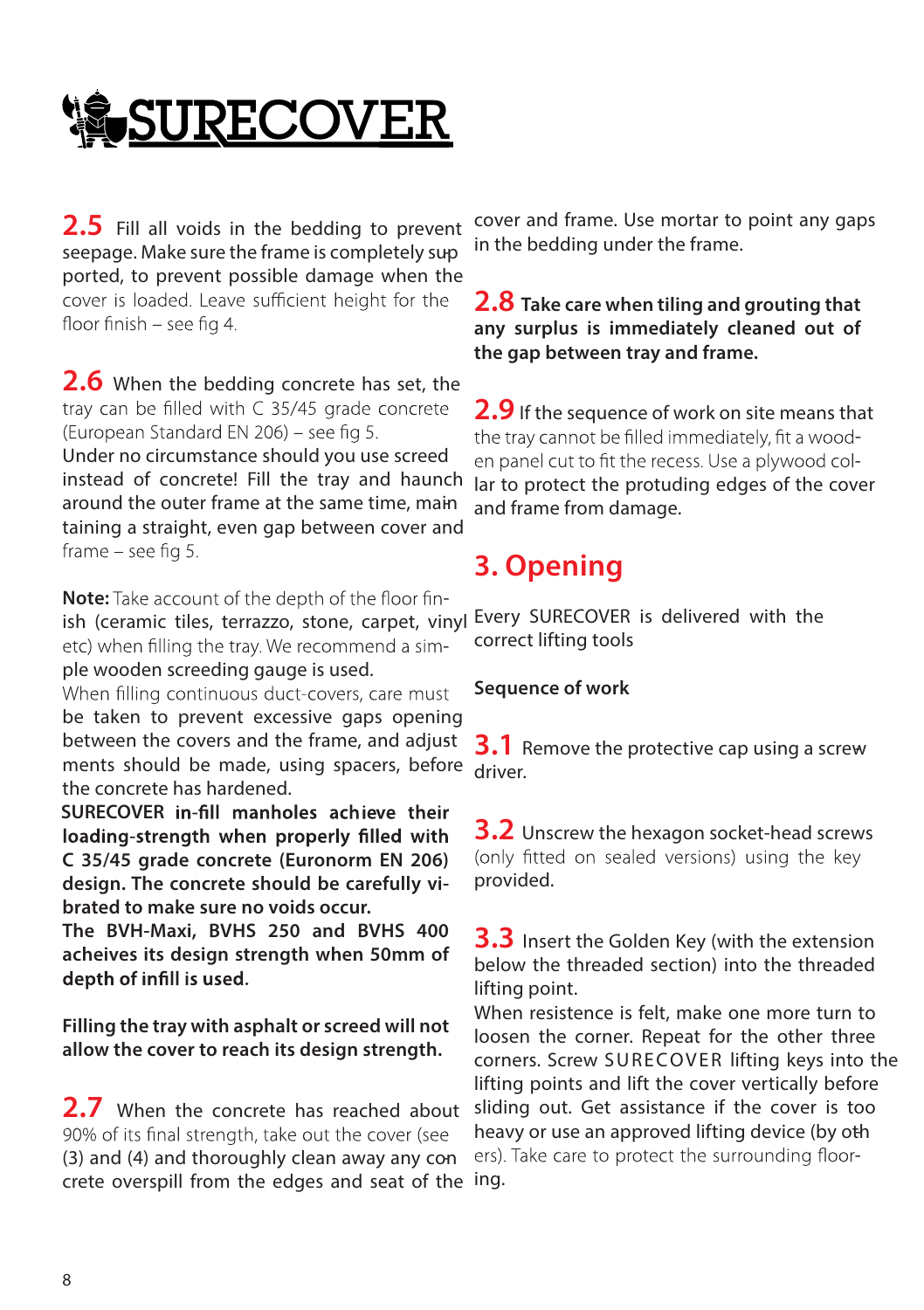# SURECOVER

**2.5** Fill all voids in the bedding to prevent seepage. Make sure the frame is completely supported, to prevent possible damage when the cover is loaded. Leave sufficient height for the floor finish – see fig 4.

**2.6** When the bedding concrete has set, the tray can be filled with C 35/45 grade concrete (European Standard EN 206) – see fig 5.
Under no circumstance should you use screed instead of concrete! Fill the tray and haunch around the outer frame at the same time, maintaining a straight, even gap between cover and frame – see fig 5.

**Note:** Take account of the depth of the floor finish (ceramic tiles, terrazzo, stone, carpet, vinyl etc) when filling the tray. We recommend a simple wooden screeding gauge is used.
When filling continuous duct-covers, care must be taken to prevent excessive gaps opening between the covers and the frame, and adjustments should be made, using spacers, before the concrete has hardened.
**SURECOVER in-fill manholes achieve their loading-strength when properly filled with C 35/45 grade concrete (Euronorm EN 206) design. The concrete should be carefully vibrated to make sure no voids occur.**
**The BVH-Maxi, BVHS 250 and BVHS 400 acheives its design strength when 50mm of depth of infill is used.**

**Filling the tray with asphalt or screed will not allow the cover to reach its design strength.**

**2.7** When the concrete has reached about 90% of its final strength, take out the cover (see (3) and (4) and thoroughly clean away any concrete overspill from the edges and seat of the cover and frame. Use mortar to point any gaps in the bedding under the frame.

**2.8 Take care when tiling and grouting that any surplus is immediately cleaned out of the gap between tray and frame.**

**2.9** If the sequence of work on site means that the tray cannot be filled immediately, fit a wooden panel cut to fit the recess. Use a plywood collar to protect the protuding edges of the cover and frame from damage.

## 3. Opening

Every SURECOVER is delivered with the correct lifting tools

**Sequence of work**

**3.1** Remove the protective cap using a screw driver.

**3.2** Unscrew the hexagon socket-head screws (only fitted on sealed versions) using the key provided.

**3.3** Insert the Golden Key (with the extension below the threaded section) into the threaded lifting point.
When resistence is felt, make one more turn to loosen the corner. Repeat for the other three corners. Screw SURECOVER lifting keys into the lifting points and lift the cover vertically before sliding out. Get assistance if the cover is too heavy or use an approved lifting device (by others). Take care to protect the surrounding flooring.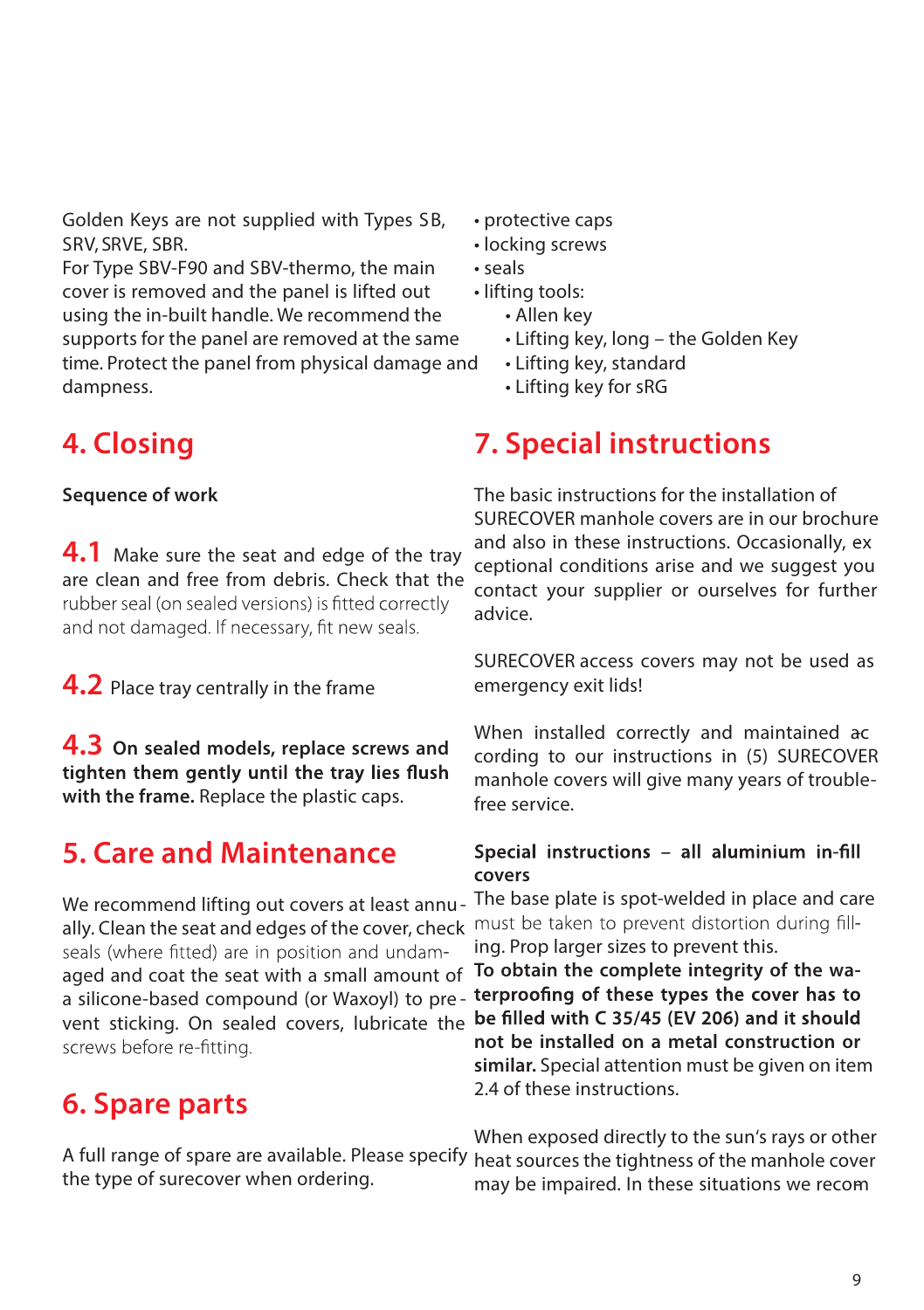Golden Keys are not supplied with Types SB, SRV, SRVE, SBR.
For Type SBV-F90 and SBV-thermo, the main cover is removed and the panel is lifted out using the in-built handle. We recommend the supports for the panel are removed at the same time. Protect the panel from physical damage and dampness.

## 4. Closing

**Sequence of work**

**4.1** Make sure the seat and edge of the tray are clean and free from debris. Check that the rubber seal (on sealed versions) is fitted correctly and not damaged. If necessary, fit new seals.

**4.2** Place tray centrally in the frame

**4.3** **On sealed models, replace screws and tighten them gently until the tray lies flush with the frame.** Replace the plastic caps.

## 5. Care and Maintenance

We recommend lifting out covers at least annually. Clean the seat and edges of the cover, check seals (where fitted) are in position and undamaged and coat the seat with a small amount of a silicone-based compound (or Waxoyl) to prevent sticking. On sealed covers, lubricate the screws before re-fitting.

## 6. Spare parts

A full range of spare are available. Please specify the type of surecover when ordering.

- protective caps
- locking screws
- seals
- lifting tools:
  - Allen key
  - Lifting key, long – the Golden Key
  - Lifting key, standard
  - Lifting key for sRG

## 7. Special instructions

The basic instructions for the installation of SURECOVER manhole covers are in our brochure and also in these instructions. Occasionally, exceptional conditions arise and we suggest you contact your supplier or ourselves for further advice.

SURECOVER access covers may not be used as emergency exit lids!

When installed correctly and maintained according to our instructions in (5) SURECOVER manhole covers will give many years of trouble-free service.

**Special instructions – all aluminium in-fill covers**
The base plate is spot-welded in place and care must be taken to prevent distortion during filling. Prop larger sizes to prevent this.
**To obtain the complete integrity of the waterproofing of these types the cover has to be filled with C 35/45 (EV 206) and it should not be installed on a metal construction or similar.** Special attention must be given on item 2.4 of these instructions.

When exposed directly to the sun's rays or other heat sources the tightness of the manhole cover may be impaired. In these situations we recom-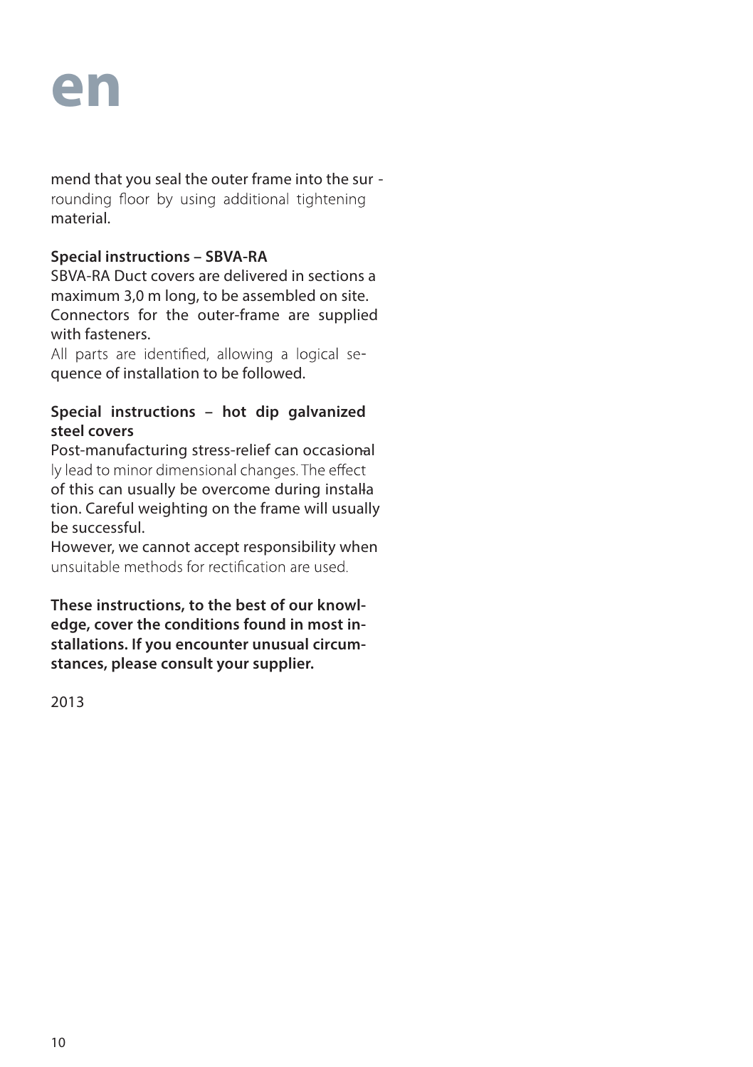# en

mend that you seal the outer frame into the sur - rounding floor by using additional tightening material.

**Special instructions – SBVA-RA**

SBVA-RA Duct covers are delivered in sections a maximum 3,0 m long, to be assembled on site. Connectors for the outer-frame are supplied with fasteners.

All parts are identified, allowing a logical sequence of installation to be followed.

**Special instructions – hot dip galvanized steel covers**

Post-manufacturing stress-relief can occasionally lead to minor dimensional changes. The effect of this can usually be overcome during installation. Careful weighting on the frame will usually be successful.

However, we cannot accept responsibility when unsuitable methods for rectification are used.

**These instructions, to the best of our knowledge, cover the conditions found in most installations. If you encounter unusual circumstances, please consult your supplier.**

2013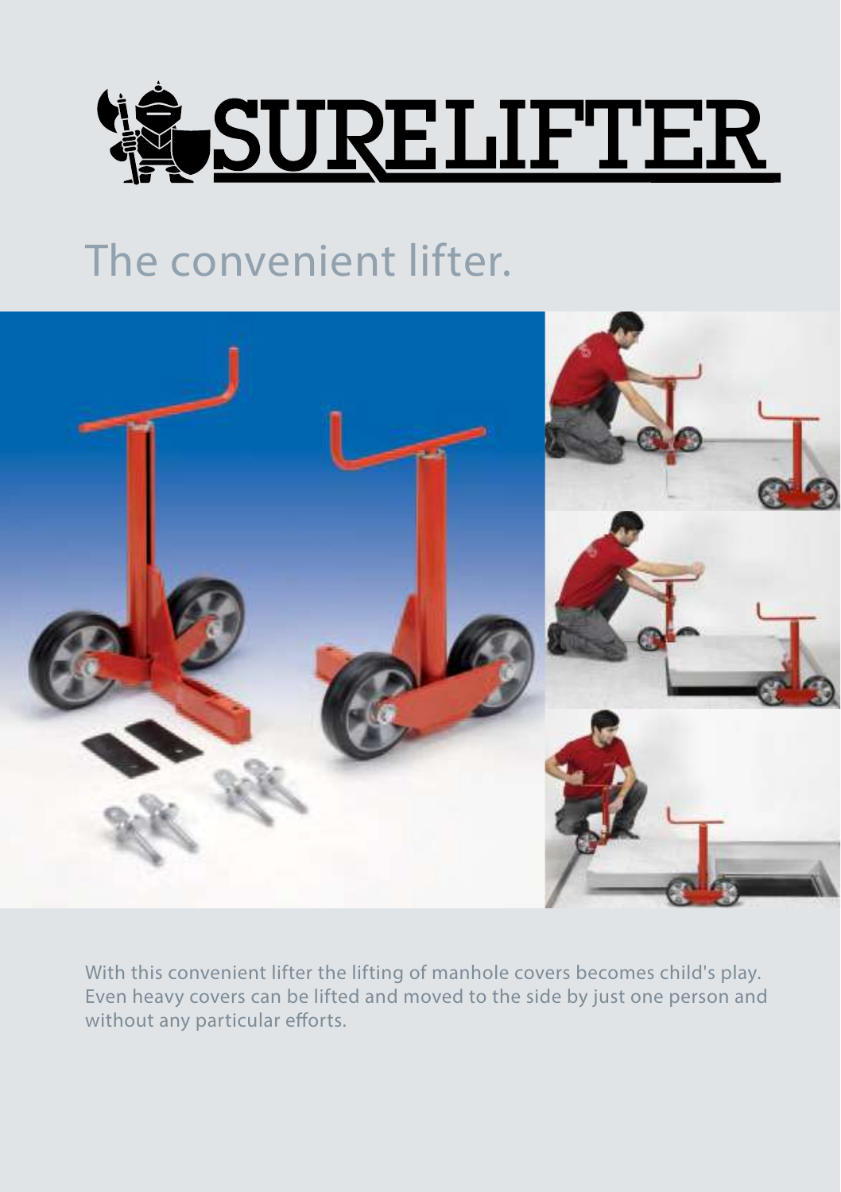# SURELIFTER

## The convenient lifter.

With this convenient lifter the lifting of manhole covers becomes child's play. Even heavy covers can be lifted and moved to the side by just one person and without any particular efforts.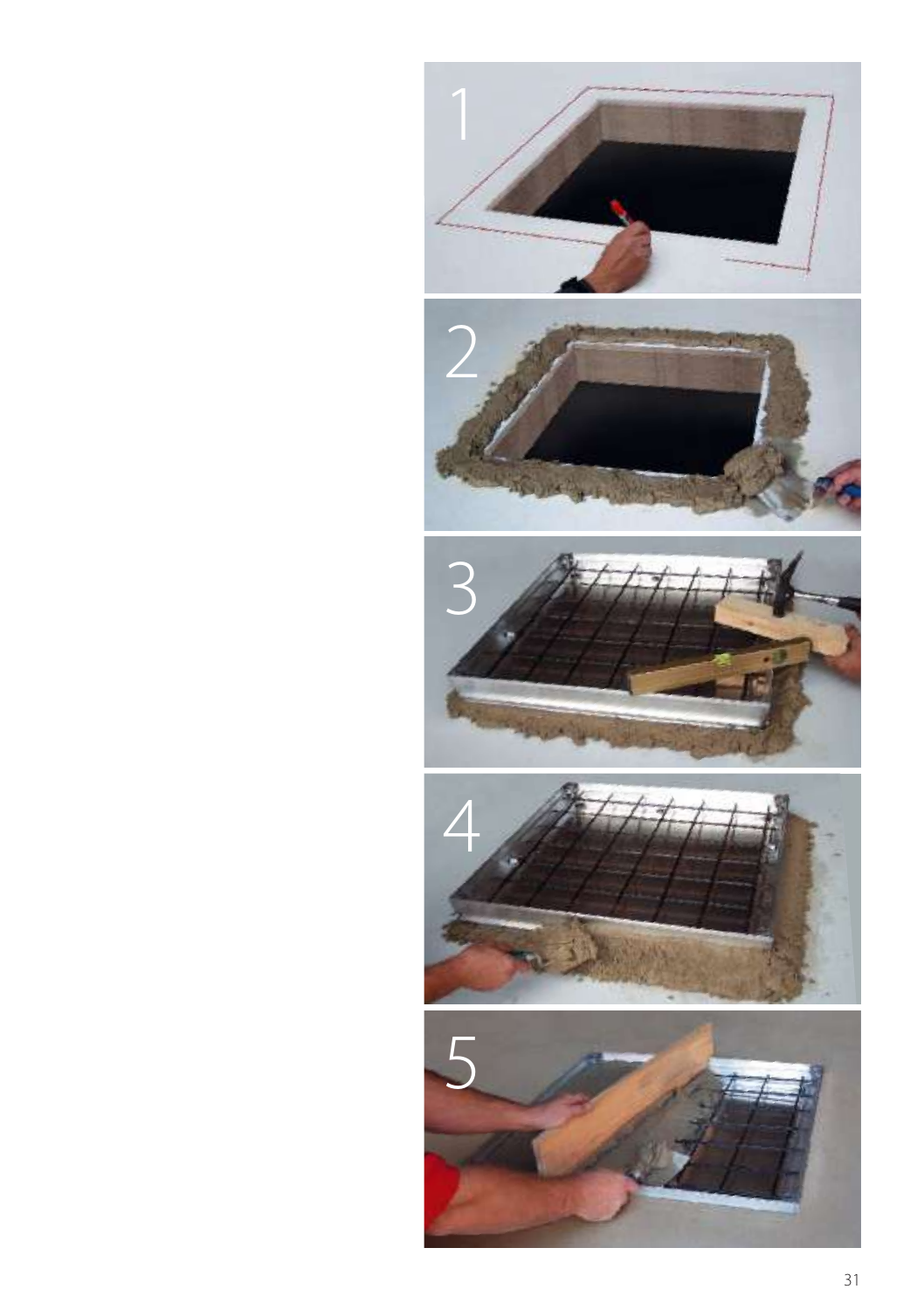1

2

3

4

5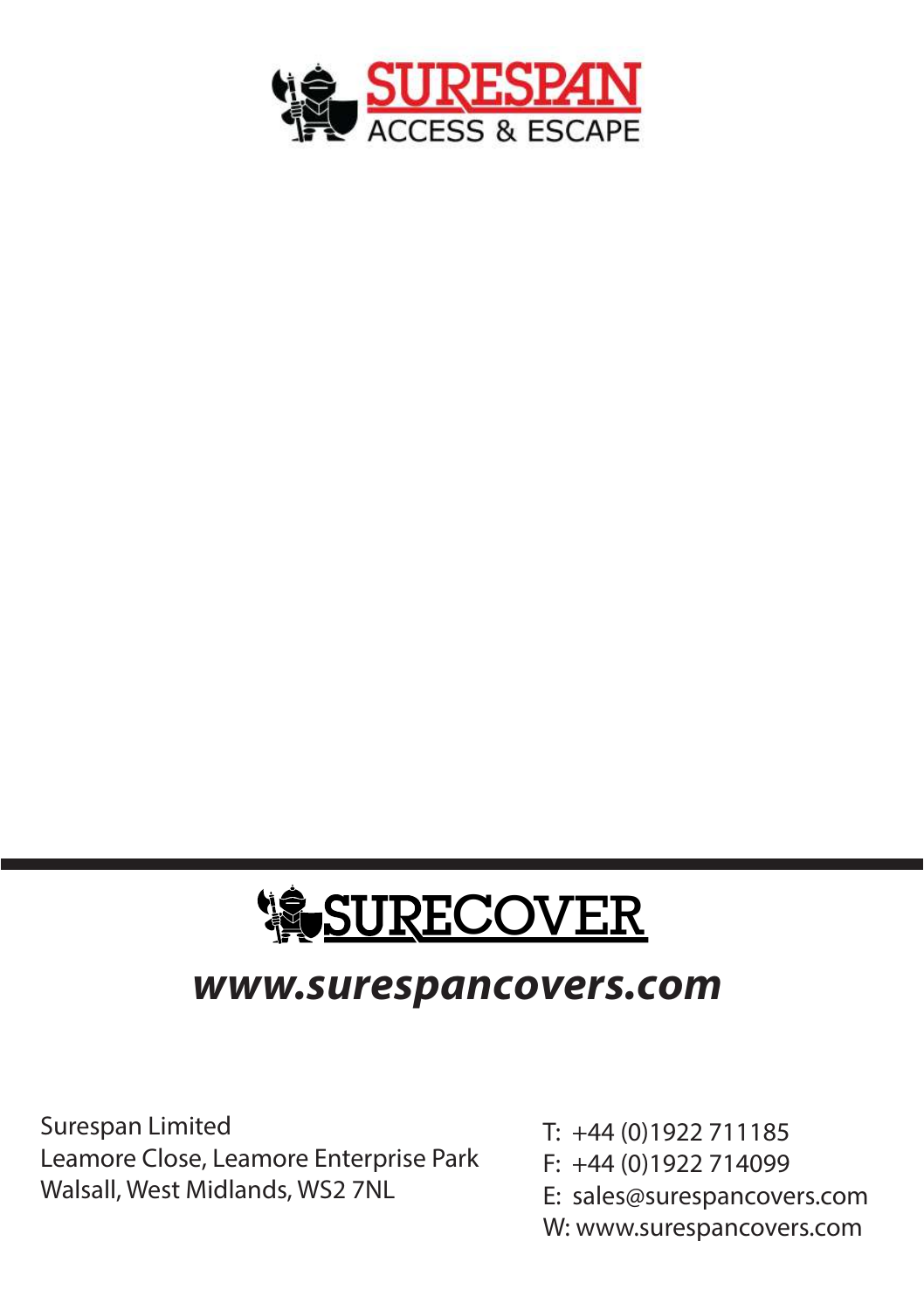SURESPAN
ACCESS & ESCAPE

SURECOVER

***www.surespancovers.com***

Surespan Limited
Leamore Close, Leamore Enterprise Park
Walsall, West Midlands, WS2 7NL

T: +44 (0)1922 711185
F: +44 (0)1922 714099
E: sales@surespancovers.com
W: www.surespancovers.com